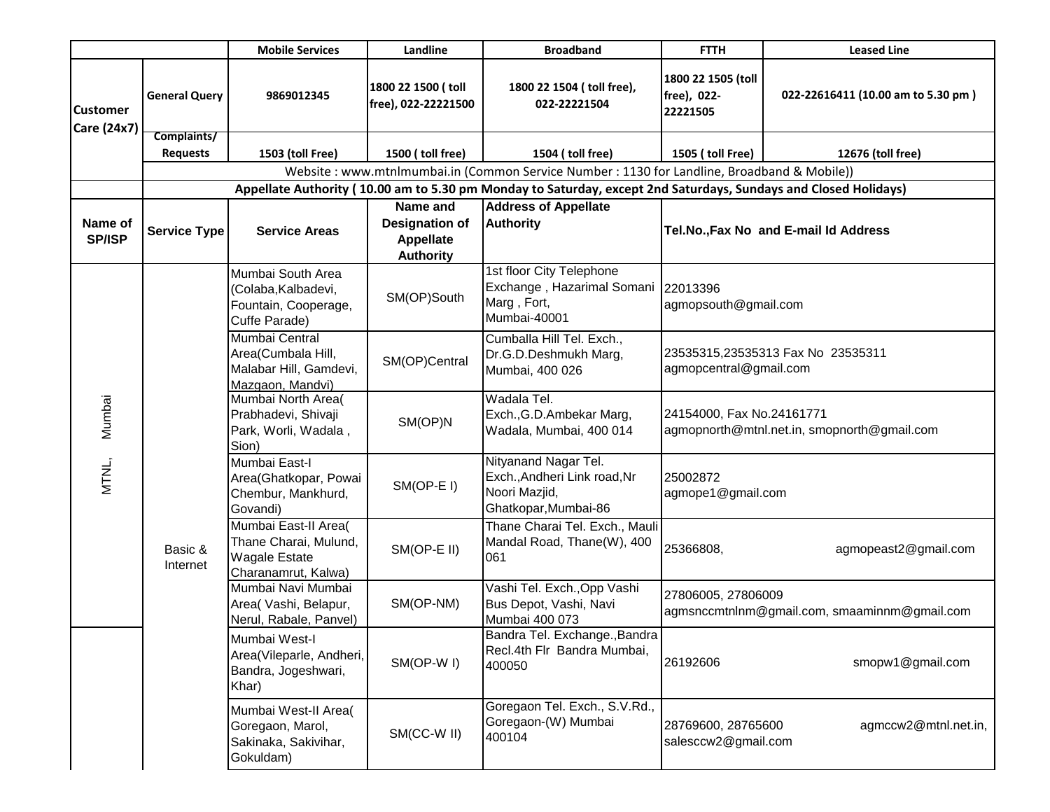| | | Mobile Services | Landline | Broadband | FTTH | Leased Line |
|---|---|---|---|---|---|---|
| Customer Care (24x7) | General Query | 9869012345 | 1800 22 1500 ( toll free), 022-22221500 | 1800 22 1504 ( toll free), 022-22221504 | 1800 22 1505 (toll free), 022-22221505 | 022-22616411 (10.00 am to 5.30 pm ) |
| | Complaints/ Requests | 1503 (toll Free) | 1500 ( toll free) | 1504 ( toll free) | 1505 ( toll Free) | 12676 (toll free) |
| | Website : www.mtnlmumbai.in (Common Service Number : 1130 for Landline, Broadband & Mobile)) | | | | | |
| | **Appellate Authority ( 10.00 am to 5.30 pm Monday to Saturday, except 2nd Saturdays, Sundays and Closed Holidays)** | | | | | |
| **Name of SP/ISP** | **Service Type** | **Service Areas** | **Name and Designation of Appellate Authority** | **Address of Appellate Authority** | **Tel.No.,Fax No and E-mail Id Address** | |
| MTNL, Mumbai | Basic & Internet | Mumbai South Area (Colaba,Kalbadevi, Fountain, Cooperage, Cuffe Parade) | SM(OP)South | 1st floor City Telephone Exchange , Hazarimal Somani Marg , Fort, Mumbai-40001 | 22013396 agmopsouth@gmail.com | |
| | | Mumbai Central Area(Cumbala Hill, Malabar Hill, Gamdevi, Mazgaon, Mandvi) | SM(OP)Central | Cumballa Hill Tel. Exch., Dr.G.D.Deshmukh Marg, Mumbai, 400 026 | 23535315,23535313 Fax No 23535311 agmopcentral@gmail.com | |
| | | Mumbai North Area( Prabhadevi, Shivaji Park, Worli, Wadala , Sion) | SM(OP)N | Wadala Tel. Exch.,G.D.Ambekar Marg, Wadala, Mumbai, 400 014 | 24154000, Fax No.24161771 agmopnorth@mtnl.net.in, smopnorth@gmail.com | |
| | | Mumbai East-I Area(Ghatkopar, Powai Chembur, Mankhurd, Govandi) | SM(OP-E I) | Nityanand Nagar Tel. Exch.,Andheri Link road,Nr Noori Mazjid, Ghatkopar,Mumbai-86 | 25002872 agmope1@gmail.com | |
| | | Mumbai East-II Area( Thane Charai, Mulund, Wagale Estate Charanamrut, Kalwa) | SM(OP-E II) | Thane Charai Tel. Exch., Mauli Mandal Road, Thane(W), 400 061 | 25366808, agmopeast2@gmail.com | |
| | | Mumbai Navi Mumbai Area( Vashi, Belapur, Nerul, Rabale, Panvel) | SM(OP-NM) | Vashi Tel. Exch.,Opp Vashi Bus Depot, Vashi, Navi Mumbai 400 073 | 27806005, 27806009 agmsnccmtnlnm@gmail.com, smaaminnm@gmail.com | |
| | | Mumbai West-I Area(Vileparle, Andheri, Bandra, Jogeshwari, Khar) | SM(OP-W I) | Bandra Tel. Exchange.,Bandra Recl.4th Flr Bandra Mumbai, 400050 | 26192606 smopw1@gmail.com | |
| | | Mumbai West-II Area( Goregaon, Marol, Sakinaka, Sakivihar, Gokuldam) | SM(CC-W II) | Goregaon Tel. Exch., S.V.Rd., Goregaon-(W) Mumbai 400104 | 28769600, 28765600 agmccw2@mtnl.net.in, salesccw2@gmail.com | |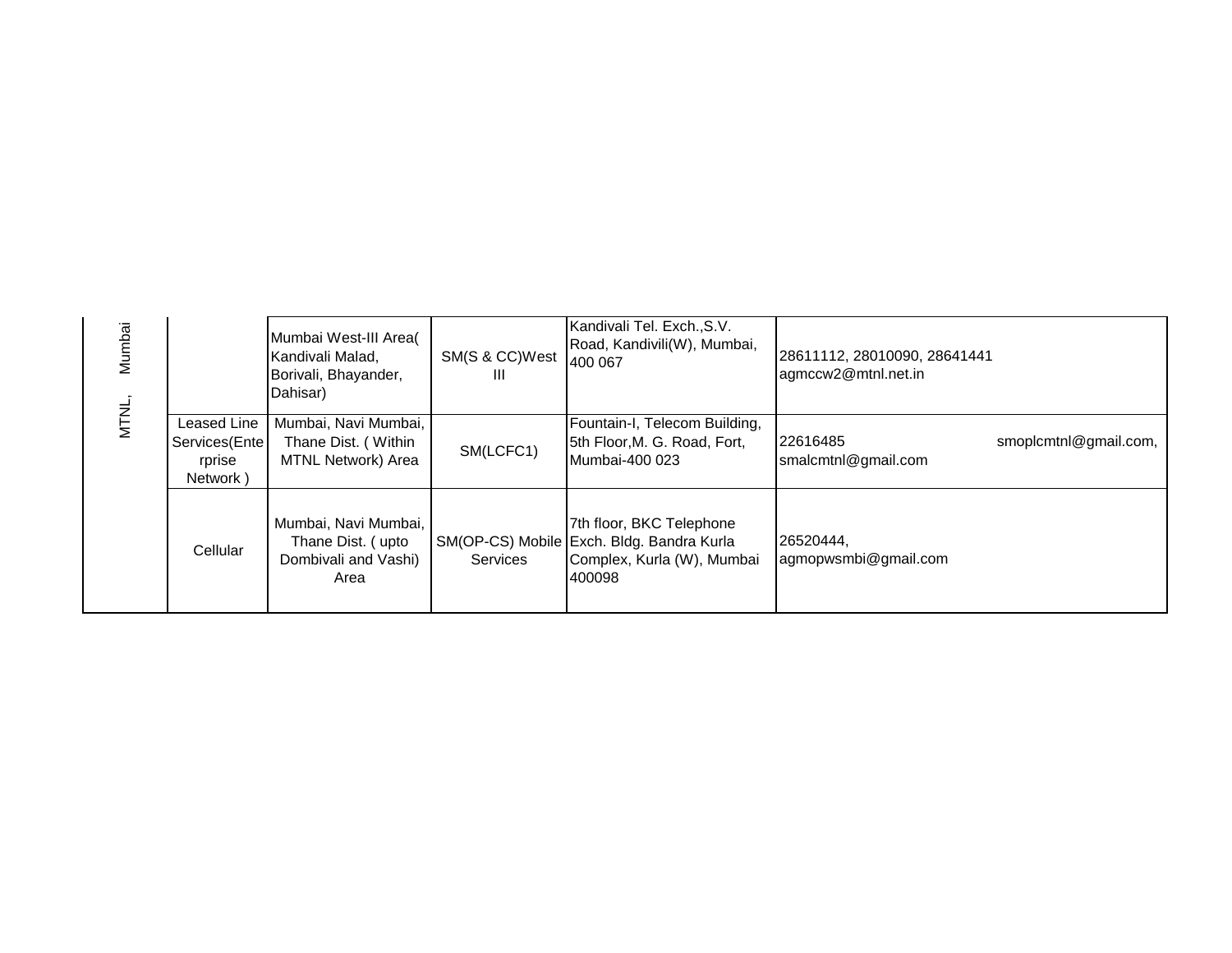| | | | | | |
|---|---|---|---|---|---|
| MTNL, Mumbai | | Mumbai West-III Area( Kandivali Malad, Borivali, Bhayander, Dahisar) | SM(S & CC)West III | Kandivali Tel. Exch.,S.V. Road, Kandivili(W), Mumbai, 400 067 | 28611112, 28010090, 28641441 agmccw2@mtnl.net.in |
| | Leased Line Services(Enterprise Network ) | Mumbai, Navi Mumbai, Thane Dist. ( Within MTNL Network) Area | SM(LCFC1) | Fountain-I, Telecom Building, 5th Floor,M. G. Road, Fort, Mumbai-400 023 | 22616485 smoplcmtnl@gmail.com, smalcmtnl@gmail.com |
| | Cellular | Mumbai, Navi Mumbai, Thane Dist. ( upto Dombivali and Vashi) Area | SM(OP-CS) Mobile Services | 7th floor, BKC Telephone Exch. Bldg. Bandra Kurla Complex, Kurla (W), Mumbai 400098 | 26520444, agmopwsmbi@gmail.com |